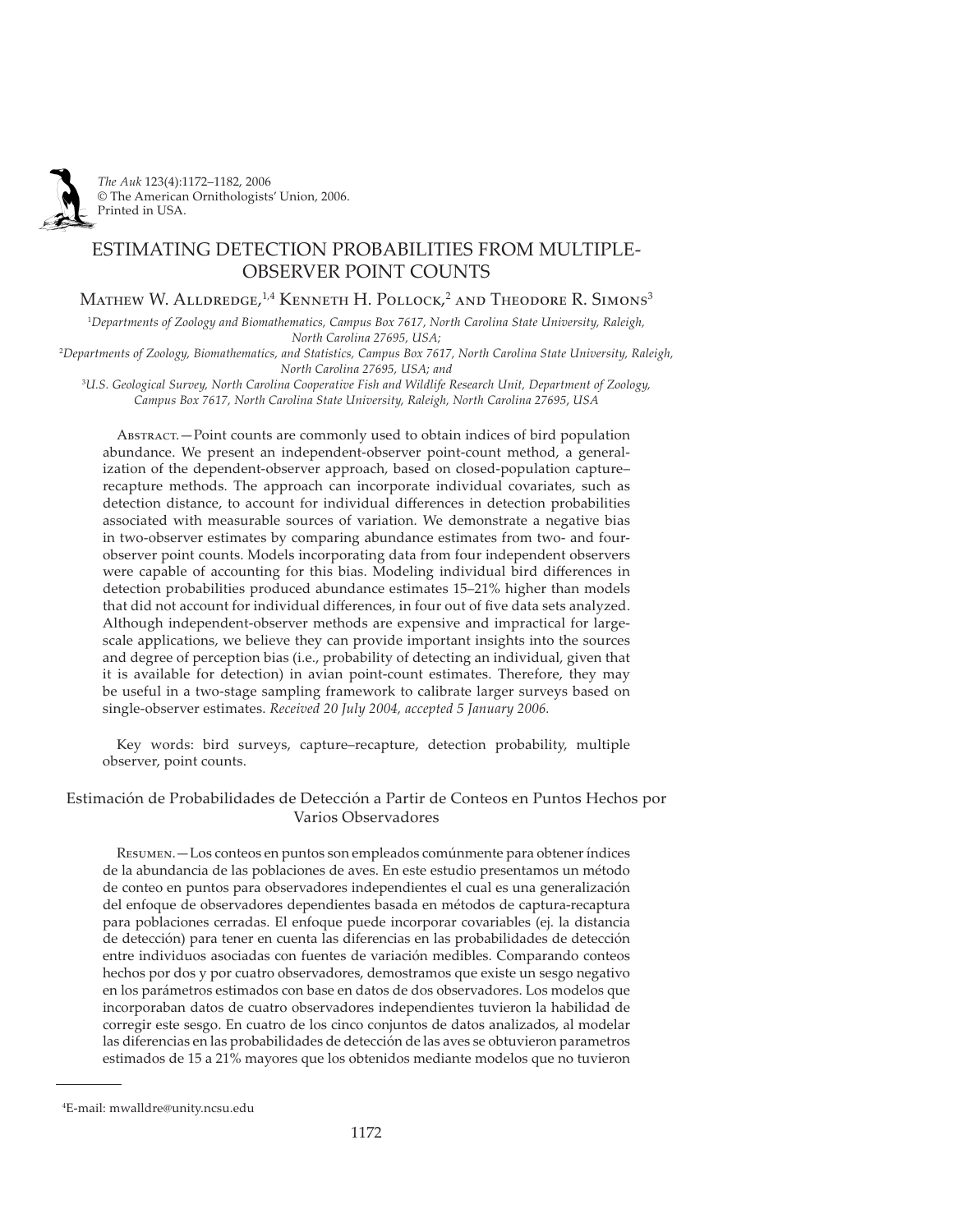*The Auk* 123(4):1172–1182, 2006
© The American Ornithologists' Union, 2006.
Printed in USA.

# ESTIMATING DETECTION PROBABILITIES FROM MULTIPLE-OBSERVER POINT COUNTS

Mathew W. Alldredge,[1,4] Kenneth H. Pollock,[2] and Theodore R. Simons[3]

[1]*Departments of Zoology and Biomathematics, Campus Box 7617, North Carolina State University, Raleigh, North Carolina 27695, USA;*

[2]*Departments of Zoology, Biomathematics, and Statistics, Campus Box 7617, North Carolina State University, Raleigh, North Carolina 27695, USA; and*

[3]*U.S. Geological Survey, North Carolina Cooperative Fish and Wildlife Research Unit, Department of Zoology, Campus Box 7617, North Carolina State University, Raleigh, North Carolina 27695, USA*

Abstract.—Point counts are commonly used to obtain indices of bird population abundance. We present an independent-observer point-count method, a generalization of the dependent-observer approach, based on closed-population capture–recapture methods. The approach can incorporate individual covariates, such as detection distance, to account for individual differences in detection probabilities associated with measurable sources of variation. We demonstrate a negative bias in two-observer estimates by comparing abundance estimates from two- and four-observer point counts. Models incorporating data from four independent observers were capable of accounting for this bias. Modeling individual bird differences in detection probabilities produced abundance estimates 15–21% higher than models that did not account for individual differences, in four out of five data sets analyzed. Although independent-observer methods are expensive and impractical for large-scale applications, we believe they can provide important insights into the sources and degree of perception bias (i.e., probability of detecting an individual, given that it is available for detection) in avian point-count estimates. Therefore, they may be useful in a two-stage sampling framework to calibrate larger surveys based on single-observer estimates. *Received 20 July 2004, accepted 5 January 2006.*

Key words: bird surveys, capture–recapture, detection probability, multiple observer, point counts.

## Estimación de Probabilidades de Detección a Partir de Conteos en Puntos Hechos por Varios Observadores

Resumen.—Los conteos en puntos son empleados comúnmente para obtener índices de la abundancia de las poblaciones de aves. En este estudio presentamos un método de conteo en puntos para observadores independientes el cual es una generalización del enfoque de observadores dependientes basada en métodos de captura-recaptura para poblaciones cerradas. El enfoque puede incorporar covariables (ej. la distancia de detección) para tener en cuenta las diferencias en las probabilidades de detección entre individuos asociadas con fuentes de variación medibles. Comparando conteos hechos por dos y por cuatro observadores, demostramos que existe un sesgo negativo en los parámetros estimados con base en datos de dos observadores. Los modelos que incorporaban datos de cuatro observadores independientes tuvieron la habilidad de corregir este sesgo. En cuatro de los cinco conjuntos de datos analizados, al modelar las diferencias en las probabilidades de detección de las aves se obtuvieron parametros estimados de 15 a 21% mayores que los obtenidos mediante modelos que no tuvieron

[4]E-mail: mwalldre@unity.ncsu.edu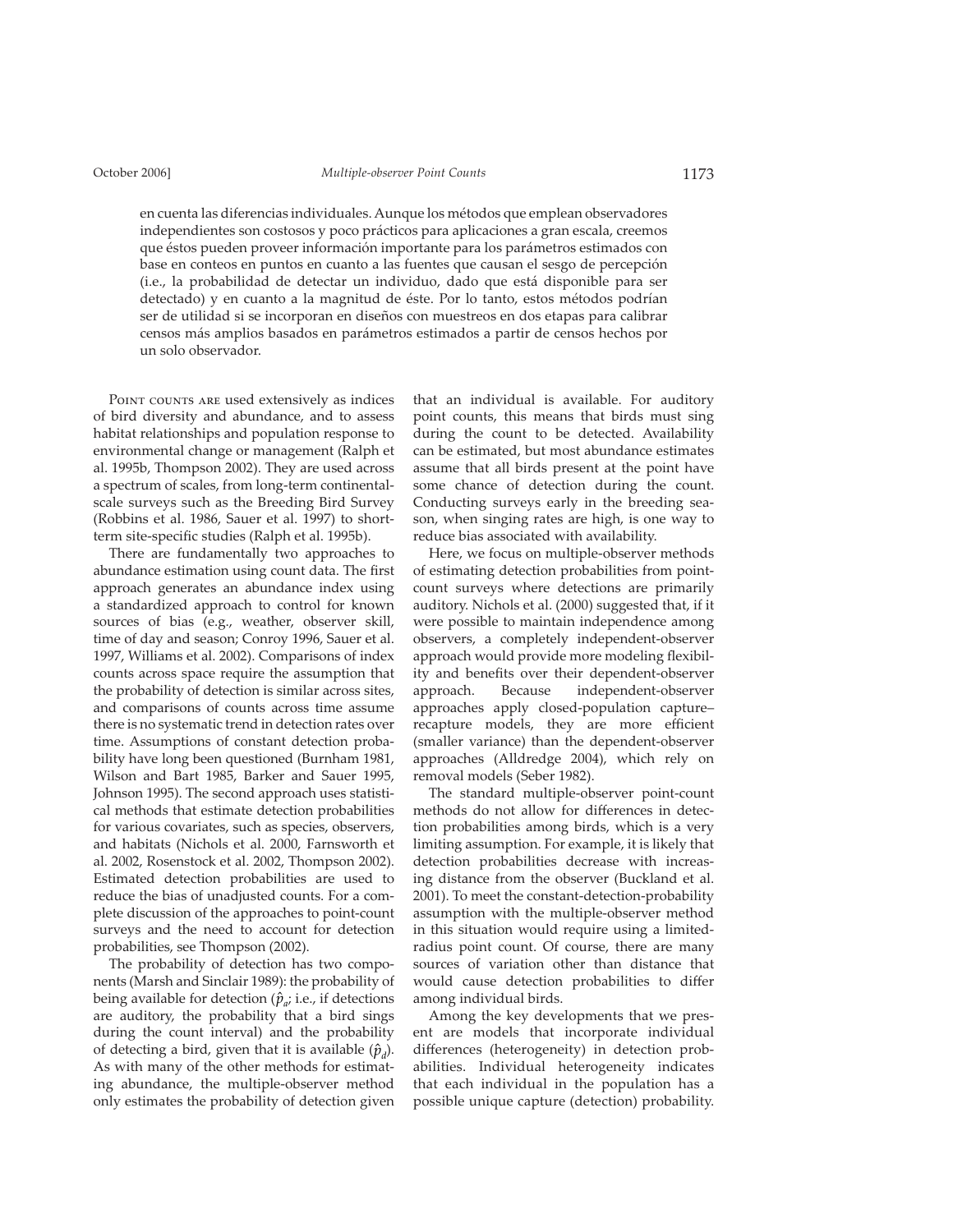en cuenta las diferencias individuales. Aunque los métodos que emplean observadores independientes son costosos y poco prácticos para aplicaciones a gran escala, creemos que éstos pueden proveer información importante para los parámetros estimados con base en conteos en puntos en cuanto a las fuentes que causan el sesgo de percepción (i.e., la probabilidad de detectar un individuo, dado que está disponible para ser detectado) y en cuanto a la magnitud de éste. Por lo tanto, estos métodos podrían ser de utilidad si se incorporan en diseños con muestreos en dos etapas para calibrar censos más amplios basados en parámetros estimados a partir de censos hechos por un solo observador.

Point counts are used extensively as indices of bird diversity and abundance, and to assess habitat relationships and population response to environmental change or management (Ralph et al. 1995b, Thompson 2002). They are used across a spectrum of scales, from long-term continental-scale surveys such as the Breeding Bird Survey (Robbins et al. 1986, Sauer et al. 1997) to short-term site-specific studies (Ralph et al. 1995b).

There are fundamentally two approaches to abundance estimation using count data. The first approach generates an abundance index using a standardized approach to control for known sources of bias (e.g., weather, observer skill, time of day and season; Conroy 1996, Sauer et al. 1997, Williams et al. 2002). Comparisons of index counts across space require the assumption that the probability of detection is similar across sites, and comparisons of counts across time assume there is no systematic trend in detection rates over time. Assumptions of constant detection probability have long been questioned (Burnham 1981, Wilson and Bart 1985, Barker and Sauer 1995, Johnson 1995). The second approach uses statistical methods that estimate detection probabilities for various covariates, such as species, observers, and habitats (Nichols et al. 2000, Farnsworth et al. 2002, Rosenstock et al. 2002, Thompson 2002). Estimated detection probabilities are used to reduce the bias of unadjusted counts. For a complete discussion of the approaches to point-count surveys and the need to account for detection probabilities, see Thompson (2002).

The probability of detection has two components (Marsh and Sinclair 1989): the probability of being available for detection ($\hat{p}_a$; i.e., if detections are auditory, the probability that a bird sings during the count interval) and the probability of detecting a bird, given that it is available ($\hat{p}_d$). As with many of the other methods for estimating abundance, the multiple-observer method only estimates the probability of detection given that an individual is available. For auditory point counts, this means that birds must sing during the count to be detected. Availability can be estimated, but most abundance estimates assume that all birds present at the point have some chance of detection during the count. Conducting surveys early in the breeding season, when singing rates are high, is one way to reduce bias associated with availability.

Here, we focus on multiple-observer methods of estimating detection probabilities from point-count surveys where detections are primarily auditory. Nichols et al. (2000) suggested that, if it were possible to maintain independence among observers, a completely independent-observer approach would provide more modeling flexibility and benefits over their dependent-observer approach. Because independent-observer approaches apply closed-population capture–recapture models, they are more efficient (smaller variance) than the dependent-observer approaches (Alldredge 2004), which rely on removal models (Seber 1982).

The standard multiple-observer point-count methods do not allow for differences in detection probabilities among birds, which is a very limiting assumption. For example, it is likely that detection probabilities decrease with increasing distance from the observer (Buckland et al. 2001). To meet the constant-detection-probability assumption with the multiple-observer method in this situation would require using a limited-radius point count. Of course, there are many sources of variation other than distance that would cause detection probabilities to differ among individual birds.

Among the key developments that we present are models that incorporate individual differences (heterogeneity) in detection probabilities. Individual heterogeneity indicates that each individual in the population has a possible unique capture (detection) probability.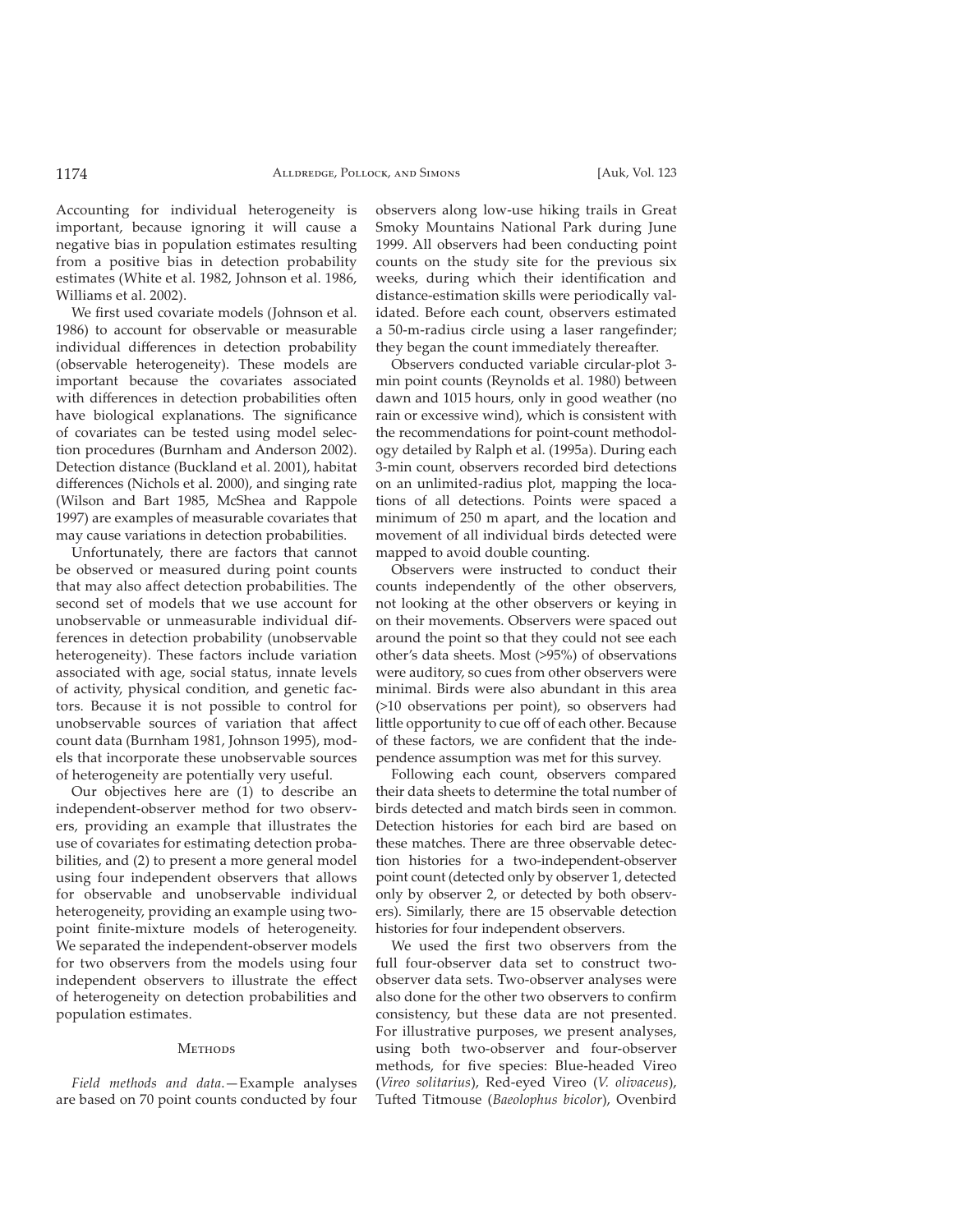Accounting for individual heterogeneity is important, because ignoring it will cause a negative bias in population estimates resulting from a positive bias in detection probability estimates (White et al. 1982, Johnson et al. 1986, Williams et al. 2002).

We first used covariate models (Johnson et al. 1986) to account for observable or measurable individual differences in detection probability (observable heterogeneity). These models are important because the covariates associated with differences in detection probabilities often have biological explanations. The significance of covariates can be tested using model selection procedures (Burnham and Anderson 2002). Detection distance (Buckland et al. 2001), habitat differences (Nichols et al. 2000), and singing rate (Wilson and Bart 1985, McShea and Rappole 1997) are examples of measurable covariates that may cause variations in detection probabilities.

Unfortunately, there are factors that cannot be observed or measured during point counts that may also affect detection probabilities. The second set of models that we use account for unobservable or unmeasurable individual differences in detection probability (unobservable heterogeneity). These factors include variation associated with age, social status, innate levels of activity, physical condition, and genetic factors. Because it is not possible to control for unobservable sources of variation that affect count data (Burnham 1981, Johnson 1995), models that incorporate these unobservable sources of heterogeneity are potentially very useful.

Our objectives here are (1) to describe an independent-observer method for two observers, providing an example that illustrates the use of covariates for estimating detection probabilities, and (2) to present a more general model using four independent observers that allows for observable and unobservable individual heterogeneity, providing an example using two-point finite-mixture models of heterogeneity. We separated the independent-observer models for two observers from the models using four independent observers to illustrate the effect of heterogeneity on detection probabilities and population estimates.

## Methods

*Field methods and data.*—Example analyses are based on 70 point counts conducted by four observers along low-use hiking trails in Great Smoky Mountains National Park during June 1999. All observers had been conducting point counts on the study site for the previous six weeks, during which their identification and distance-estimation skills were periodically validated. Before each count, observers estimated a 50-m-radius circle using a laser rangefinder; they began the count immediately thereafter.

Observers conducted variable circular-plot 3-min point counts (Reynolds et al. 1980) between dawn and 1015 hours, only in good weather (no rain or excessive wind), which is consistent with the recommendations for point-count methodology detailed by Ralph et al. (1995a). During each 3-min count, observers recorded bird detections on an unlimited-radius plot, mapping the locations of all detections. Points were spaced a minimum of 250 m apart, and the location and movement of all individual birds detected were mapped to avoid double counting.

Observers were instructed to conduct their counts independently of the other observers, not looking at the other observers or keying in on their movements. Observers were spaced out around the point so that they could not see each other's data sheets. Most (>95%) of observations were auditory, so cues from other observers were minimal. Birds were also abundant in this area (>10 observations per point), so observers had little opportunity to cue off of each other. Because of these factors, we are confident that the independence assumption was met for this survey.

Following each count, observers compared their data sheets to determine the total number of birds detected and match birds seen in common. Detection histories for each bird are based on these matches. There are three observable detection histories for a two-independent-observer point count (detected only by observer 1, detected only by observer 2, or detected by both observers). Similarly, there are 15 observable detection histories for four independent observers.

We used the first two observers from the full four-observer data set to construct two-observer data sets. Two-observer analyses were also done for the other two observers to confirm consistency, but these data are not presented. For illustrative purposes, we present analyses, using both two-observer and four-observer methods, for five species: Blue-headed Vireo (*Vireo solitarius*), Red-eyed Vireo (*V. olivaceus*), Tufted Titmouse (*Baeolophus bicolor*), Ovenbird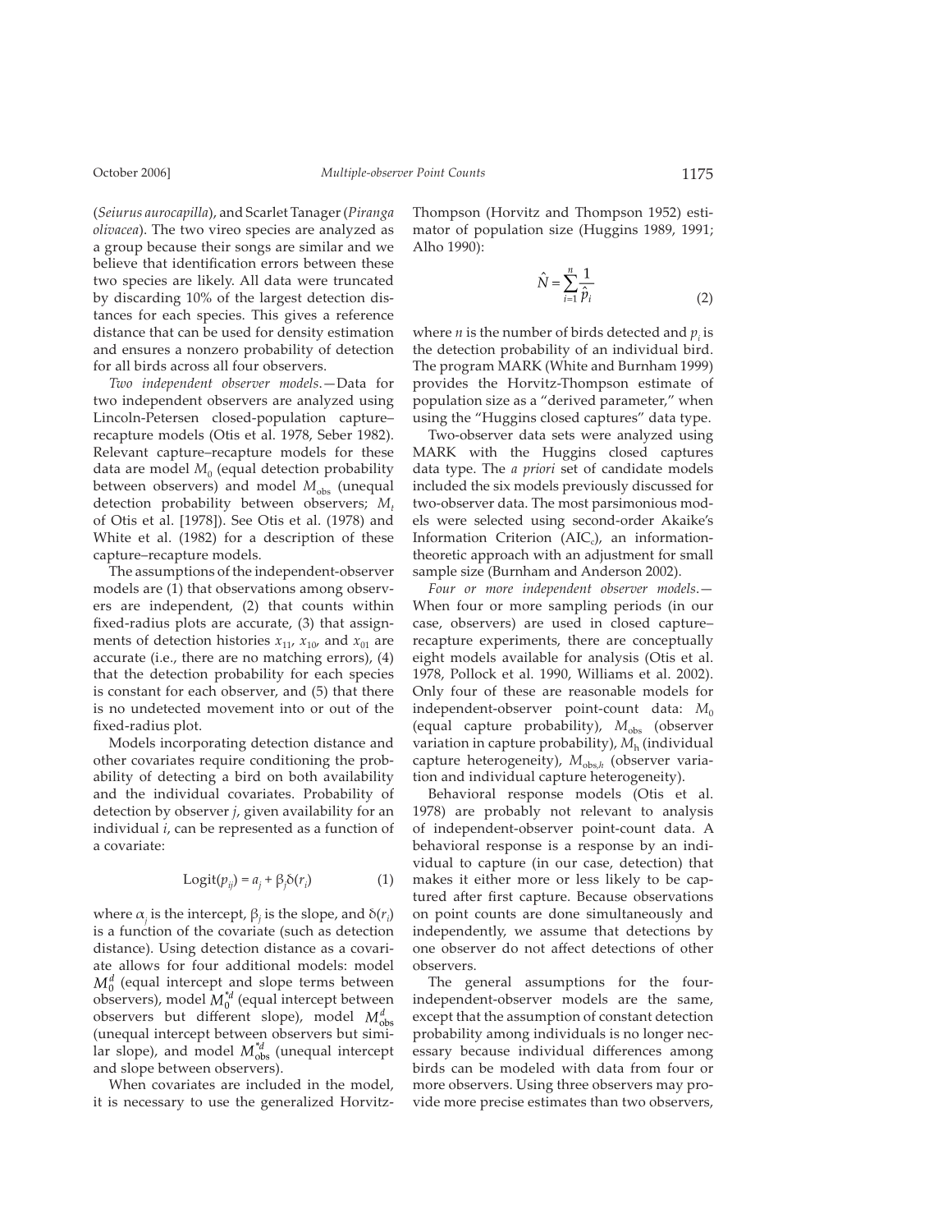(*Seiurus aurocapilla*), and Scarlet Tanager (*Piranga olivacea*). The two vireo species are analyzed as a group because their songs are similar and we believe that identification errors between these two species are likely. All data were truncated by discarding 10% of the largest detection distances for each species. This gives a reference distance that can be used for density estimation and ensures a nonzero probability of detection for all birds across all four observers.

*Two independent observer models*.—Data for two independent observers are analyzed using Lincoln-Petersen closed-population capture–recapture models (Otis et al. 1978, Seber 1982). Relevant capture–recapture models for these data are model $M_0$ (equal detection probability between observers) and model $M_{\text{obs}}$ (unequal detection probability between observers; $M_t$ of Otis et al. [1978]). See Otis et al. (1978) and White et al. (1982) for a description of these capture–recapture models.

The assumptions of the independent-observer models are (1) that observations among observers are independent, (2) that counts within fixed-radius plots are accurate, (3) that assignments of detection histories $x_{11}$, $x_{10}$, and $x_{01}$ are accurate (i.e., there are no matching errors), (4) that the detection probability for each species is constant for each observer, and (5) that there is no undetected movement into or out of the fixed-radius plot.

Models incorporating detection distance and other covariates require conditioning the probability of detecting a bird on both availability and the individual covariates. Probability of detection by observer $j$, given availability for an individual $i$, can be represented as a function of a covariate:

$$\text{Logit}(p_{ij}) = a_j + \beta_j \delta(r_i) \quad (1)$$

where $\alpha_j$ is the intercept, $\beta_j$ is the slope, and $\delta(r_i)$ is a function of the covariate (such as detection distance). Using detection distance as a covariate allows for four additional models: model $M_0^d$ (equal intercept and slope terms between observers), model $M_0^{*d}$ (equal intercept between observers but different slope), model $M_{\text{obs}}^d$ (unequal intercept between observers but similar slope), and model $M_{\text{obs}}^{*d}$ (unequal intercept and slope between observers).

When covariates are included in the model, it is necessary to use the generalized Horvitz-Thompson (Horvitz and Thompson 1952) estimator of population size (Huggins 1989, 1991; Alho 1990):

$$\hat{N} = \sum_{i=1}^{n} \frac{1}{\hat{p}_i} \quad (2)$$

where $n$ is the number of birds detected and $p_i$ is the detection probability of an individual bird. The program MARK (White and Burnham 1999) provides the Horvitz-Thompson estimate of population size as a "derived parameter," when using the "Huggins closed captures" data type.

Two-observer data sets were analyzed using MARK with the Huggins closed captures data type. The *a priori* set of candidate models included the six models previously discussed for two-observer data. The most parsimonious models were selected using second-order Akaike's Information Criterion ($\text{AIC}_c$), an information-theoretic approach with an adjustment for small sample size (Burnham and Anderson 2002).

*Four or more independent observer models*.—When four or more sampling periods (in our case, observers) are used in closed capture–recapture experiments, there are conceptually eight models available for analysis (Otis et al. 1978, Pollock et al. 1990, Williams et al. 2002). Only four of these are reasonable models for independent-observer point-count data: $M_0$ (equal capture probability), $M_{\text{obs}}$ (observer variation in capture probability), $M_h$ (individual capture heterogeneity), $M_{\text{obs},h}$ (observer variation and individual capture heterogeneity).

Behavioral response models (Otis et al. 1978) are probably not relevant to analysis of independent-observer point-count data. A behavioral response is a response by an individual to capture (in our case, detection) that makes it either more or less likely to be captured after first capture. Because observations on point counts are done simultaneously and independently, we assume that detections by one observer do not affect detections of other observers.

The general assumptions for the four-independent-observer models are the same, except that the assumption of constant detection probability among individuals is no longer necessary because individual differences among birds can be modeled with data from four or more observers. Using three observers may provide more precise estimates than two observers,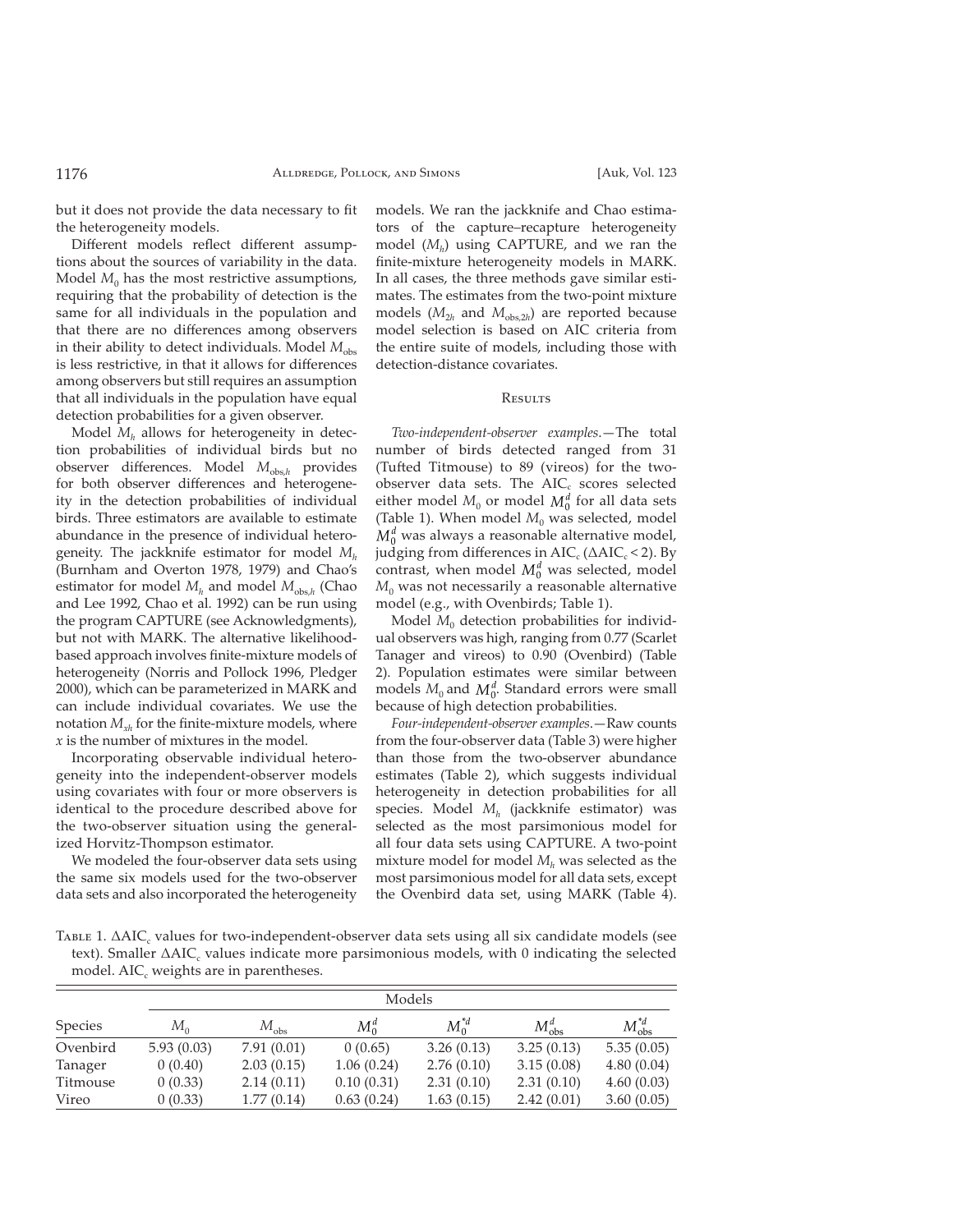but it does not provide the data necessary to fit the heterogeneity models.

Different models reflect different assumptions about the sources of variability in the data. Model $M_0$ has the most restrictive assumptions, requiring that the probability of detection is the same for all individuals in the population and that there are no differences among observers in their ability to detect individuals. Model $M_{obs}$ is less restrictive, in that it allows for differences among observers but still requires an assumption that all individuals in the population have equal detection probabilities for a given observer.

Model $M_h$ allows for heterogeneity in detection probabilities of individual birds but no observer differences. Model $M_{obs,h}$ provides for both observer differences and heterogeneity in the detection probabilities of individual birds. Three estimators are available to estimate abundance in the presence of individual heterogeneity. The jackknife estimator for model $M_h$ (Burnham and Overton 1978, 1979) and Chao's estimator for model $M_h$ and model $M_{obs,h}$ (Chao and Lee 1992, Chao et al. 1992) can be run using the program CAPTURE (see Acknowledgments), but not with MARK. The alternative likelihood-based approach involves finite-mixture models of heterogeneity (Norris and Pollock 1996, Pledger 2000), which can be parameterized in MARK and can include individual covariates. We use the notation $M_{xh}$ for the finite-mixture models, where $x$ is the number of mixtures in the model.

Incorporating observable individual heterogeneity into the independent-observer models using covariates with four or more observers is identical to the procedure described above for the two-observer situation using the generalized Horvitz-Thompson estimator.

We modeled the four-observer data sets using the same six models used for the two-observer data sets and also incorporated the heterogeneity models. We ran the jackknife and Chao estimators of the capture–recapture heterogeneity model ($M_h$) using CAPTURE, and we ran the finite-mixture heterogeneity models in MARK. In all cases, the three methods gave similar estimates. The estimates from the two-point mixture models ($M_{2h}$ and $M_{obs,2h}$) are reported because model selection is based on AIC criteria from the entire suite of models, including those with detection-distance covariates.

## Results

*Two-independent-observer examples.*—The total number of birds detected ranged from 31 (Tufted Titmouse) to 89 (vireos) for the two-observer data sets. The $AIC_c$ scores selected either model $M_0$ or model $M_0^d$ for all data sets (Table 1). When model $M_0$ was selected, model $M_0^d$ was always a reasonable alternative model, judging from differences in $AIC_c$ ($\Delta AIC_c < 2$). By contrast, when model $M_0^d$ was selected, model $M_0$ was not necessarily a reasonable alternative model (e.g., with Ovenbirds; Table 1).

Model $M_0$ detection probabilities for individual observers was high, ranging from 0.77 (Scarlet Tanager and vireos) to 0.90 (Ovenbird) (Table 2). Population estimates were similar between models $M_0$ and $M_0^d$. Standard errors were small because of high detection probabilities.

*Four-independent-observer examples.*—Raw counts from the four-observer data (Table 3) were higher than those from the two-observer abundance estimates (Table 2), which suggests individual heterogeneity in detection probabilities for all species. Model $M_h$ (jackknife estimator) was selected as the most parsimonious model for all four data sets using CAPTURE. A two-point mixture model for model $M_h$ was selected as the most parsimonious model for all data sets, except the Ovenbird data set, using MARK (Table 4).

Table 1. $\Delta AIC_c$ values for two-independent-observer data sets using all six candidate models (see text). Smaller $\Delta AIC_c$ values indicate more parsimonious models, with 0 indicating the selected model. $AIC_c$ weights are in parentheses.

| | Models | | | | | |
|---|---|---|---|---|---|---|
| Species | $M_0$ | $M_{obs}$ | $M_0^d$ | $M_0^{*d}$ | $M_{obs}^d$ | $M_{obs}^{*d}$ |
| Ovenbird | 5.93 (0.03) | 7.91 (0.01) | 0 (0.65) | 3.26 (0.13) | 3.25 (0.13) | 5.35 (0.05) |
| Tanager | 0 (0.40) | 2.03 (0.15) | 1.06 (0.24) | 2.76 (0.10) | 3.15 (0.08) | 4.80 (0.04) |
| Titmouse | 0 (0.33) | 2.14 (0.11) | 0.10 (0.31) | 2.31 (0.10) | 2.31 (0.10) | 4.60 (0.03) |
| Vireo | 0 (0.33) | 1.77 (0.14) | 0.63 (0.24) | 1.63 (0.15) | 2.42 (0.01) | 3.60 (0.05) |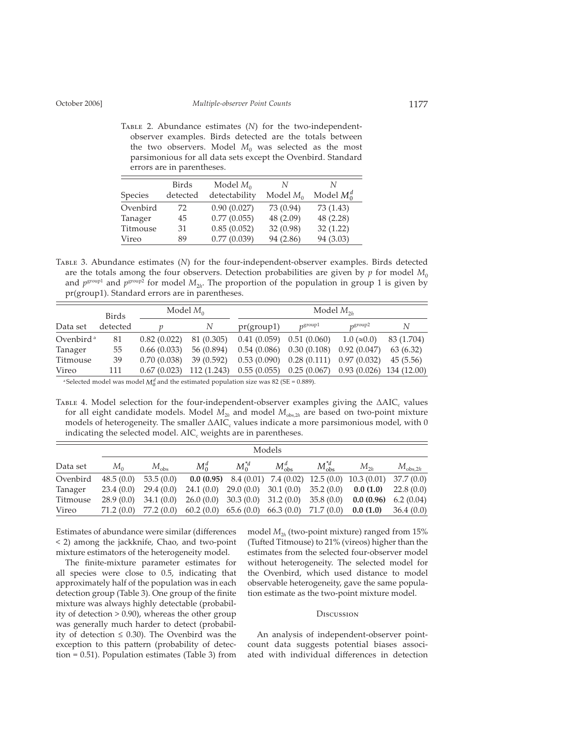Table 2. Abundance estimates ($N$) for the two-independent-observer examples. Birds detected are the totals between the two observers. Model $M_0$ was selected as the most parsimonious for all data sets except the Ovenbird. Standard errors are in parentheses.

| Species | Birds detected | Model $M_0$ detectability | $N$ Model $M_0$ | $N$ Model $M_0^d$ |
|---|---|---|---|---|
| Ovenbird | 72 | 0.90 (0.027) | 73 (0.94) | 73 (1.43) |
| Tanager | 45 | 0.77 (0.055) | 48 (2.09) | 48 (2.28) |
| Titmouse | 31 | 0.85 (0.052) | 32 (0.98) | 32 (1.22) |
| Vireo | 89 | 0.77 (0.039) | 94 (2.86) | 94 (3.03) |

Table 3. Abundance estimates ($N$) for the four-independent-observer examples. Birds detected are the totals among the four observers. Detection probabilities are given by $p$ for model $M_0$ and $p^{\text{group1}}$ and $p^{\text{group2}}$ for model $M_{2h}$. The proportion of the population in group 1 is given by pr(group1). Standard errors are in parentheses.

| Data set | Birds detected | Model $M_0$ | | Model $M_{2h}$ | | | |
|---|---|---|---|---|---|---|---|
| | | $p$ | $N$ | pr(group1) | $p^{\text{group1}}$ | $p^{\text{group2}}$ | $N$ |
| Ovenbird [a] | 81 | 0.82 (0.022) | 81 (0.305) | 0.41 (0.059) | 0.51 (0.060) | 1.0 (≈0.0) | 83 (1.704) |
| Tanager | 55 | 0.66 (0.033) | 56 (0.894) | 0.54 (0.086) | 0.30 (0.108) | 0.92 (0.047) | 63 (6.32) |
| Titmouse | 39 | 0.70 (0.038) | 39 (0.592) | 0.53 (0.090) | 0.28 (0.111) | 0.97 (0.032) | 45 (5.56) |
| Vireo | 111 | 0.67 (0.023) | 112 (1.243) | 0.55 (0.055) | 0.25 (0.067) | 0.93 (0.026) | 134 (12.00) |

[a] Selected model was model $M_0^d$ and the estimated population size was 82 (SE = 0.889).

Table 4. Model selection for the four-independent-observer examples giving the $\Delta\text{AIC}_c$ values for all eight candidate models. Model $M_{2h}$ and model $M_{\text{obs},2h}$ are based on two-point mixture models of heterogeneity. The smaller $\Delta\text{AIC}_c$ values indicate a more parsimonious model, with 0 indicating the selected model. $\text{AIC}_c$ weights are in parentheses.

| Data set | $M_0$ | $M_{\text{obs}}$ | $M_0^d$ | $M_0^{*d}$ | $M_{\text{obs}}^d$ | $M_{\text{obs}}^{*d}$ | $M_{2h}$ | $M_{\text{obs},2h}$ |
|---|---|---|---|---|---|---|---|---|
| Ovenbird | 48.5 (0.0) | 53.5 (0.0) | **0.0 (0.95)** | 8.4 (0.01) | 7.4 (0.02) | 12.5 (0.0) | 10.3 (0.01) | 37.7 (0.0) |
| Tanager | 23.4 (0.0) | 29.4 (0.0) | 24.1 (0.0) | 29.0 (0.0) | 30.1 (0.0) | 35.2 (0.0) | **0.0 (1.0)** | 22.8 (0.0) |
| Titmouse | 28.9 (0.0) | 34.1 (0.0) | 26.0 (0.0) | 30.3 (0.0) | 31.2 (0.0) | 35.8 (0.0) | **0.0 (0.96)** | 6.2 (0.04) |
| Vireo | 71.2 (0.0) | 77.2 (0.0) | 60.2 (0.0) | 65.6 (0.0) | 66.3 (0.0) | 71.7 (0.0) | **0.0 (1.0)** | 36.4 (0.0) |

Estimates of abundance were similar (differences < 2) among the jackknife, Chao, and two-point mixture estimators of the heterogeneity model.

The finite-mixture parameter estimates for all species were close to 0.5, indicating that approximately half of the population was in each detection group (Table 3). One group of the finite mixture was always highly detectable (probability of detection > 0.90), whereas the other group was generally much harder to detect (probability of detection ≤ 0.30). The Ovenbird was the exception to this pattern (probability of detection = 0.51). Population estimates (Table 3) from model $M_{2h}$ (two-point mixture) ranged from 15% (Tufted Titmouse) to 21% (vireos) higher than the estimates from the selected four-observer model without heterogeneity. The selected model for the Ovenbird, which used distance to model observable heterogeneity, gave the same population estimate as the two-point mixture model.

## Discussion

An analysis of independent-observer point-count data suggests potential biases associated with individual differences in detection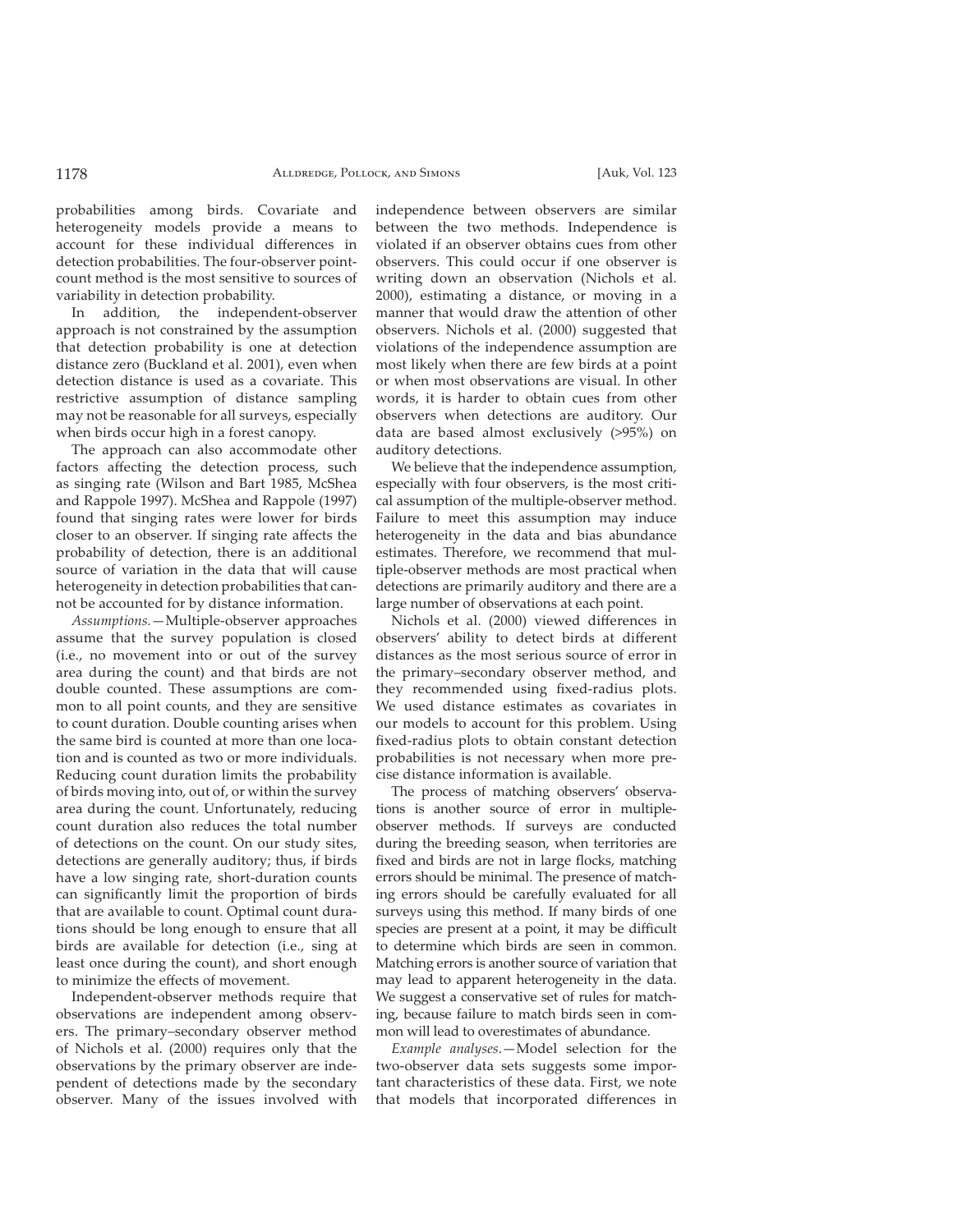probabilities among birds. Covariate and heterogeneity models provide a means to account for these individual differences in detection probabilities. The four-observer point-count method is the most sensitive to sources of variability in detection probability.

In addition, the independent-observer approach is not constrained by the assumption that detection probability is one at detection distance zero (Buckland et al. 2001), even when detection distance is used as a covariate. This restrictive assumption of distance sampling may not be reasonable for all surveys, especially when birds occur high in a forest canopy.

The approach can also accommodate other factors affecting the detection process, such as singing rate (Wilson and Bart 1985, McShea and Rappole 1997). McShea and Rappole (1997) found that singing rates were lower for birds closer to an observer. If singing rate affects the probability of detection, there is an additional source of variation in the data that will cause heterogeneity in detection probabilities that cannot be accounted for by distance information.

*Assumptions.*—Multiple-observer approaches assume that the survey population is closed (i.e., no movement into or out of the survey area during the count) and that birds are not double counted. These assumptions are common to all point counts, and they are sensitive to count duration. Double counting arises when the same bird is counted at more than one location and is counted as two or more individuals. Reducing count duration limits the probability of birds moving into, out of, or within the survey area during the count. Unfortunately, reducing count duration also reduces the total number of detections on the count. On our study sites, detections are generally auditory; thus, if birds have a low singing rate, short-duration counts can significantly limit the proportion of birds that are available to count. Optimal count durations should be long enough to ensure that all birds are available for detection (i.e., sing at least once during the count), and short enough to minimize the effects of movement.

Independent-observer methods require that observations are independent among observers. The primary–secondary observer method of Nichols et al. (2000) requires only that the observations by the primary observer are independent of detections made by the secondary observer. Many of the issues involved with independence between observers are similar between the two methods. Independence is violated if an observer obtains cues from other observers. This could occur if one observer is writing down an observation (Nichols et al. 2000), estimating a distance, or moving in a manner that would draw the attention of other observers. Nichols et al. (2000) suggested that violations of the independence assumption are most likely when there are few birds at a point or when most observations are visual. In other words, it is harder to obtain cues from other observers when detections are auditory. Our data are based almost exclusively (>95%) on auditory detections.

We believe that the independence assumption, especially with four observers, is the most critical assumption of the multiple-observer method. Failure to meet this assumption may induce heterogeneity in the data and bias abundance estimates. Therefore, we recommend that multiple-observer methods are most practical when detections are primarily auditory and there are a large number of observations at each point.

Nichols et al. (2000) viewed differences in observers' ability to detect birds at different distances as the most serious source of error in the primary–secondary observer method, and they recommended using fixed-radius plots. We used distance estimates as covariates in our models to account for this problem. Using fixed-radius plots to obtain constant detection probabilities is not necessary when more precise distance information is available.

The process of matching observers' observations is another source of error in multiple-observer methods. If surveys are conducted during the breeding season, when territories are fixed and birds are not in large flocks, matching errors should be minimal. The presence of matching errors should be carefully evaluated for all surveys using this method. If many birds of one species are present at a point, it may be difficult to determine which birds are seen in common. Matching errors is another source of variation that may lead to apparent heterogeneity in the data. We suggest a conservative set of rules for matching, because failure to match birds seen in common will lead to overestimates of abundance.

*Example analyses.*—Model selection for the two-observer data sets suggests some important characteristics of these data. First, we note that models that incorporated differences in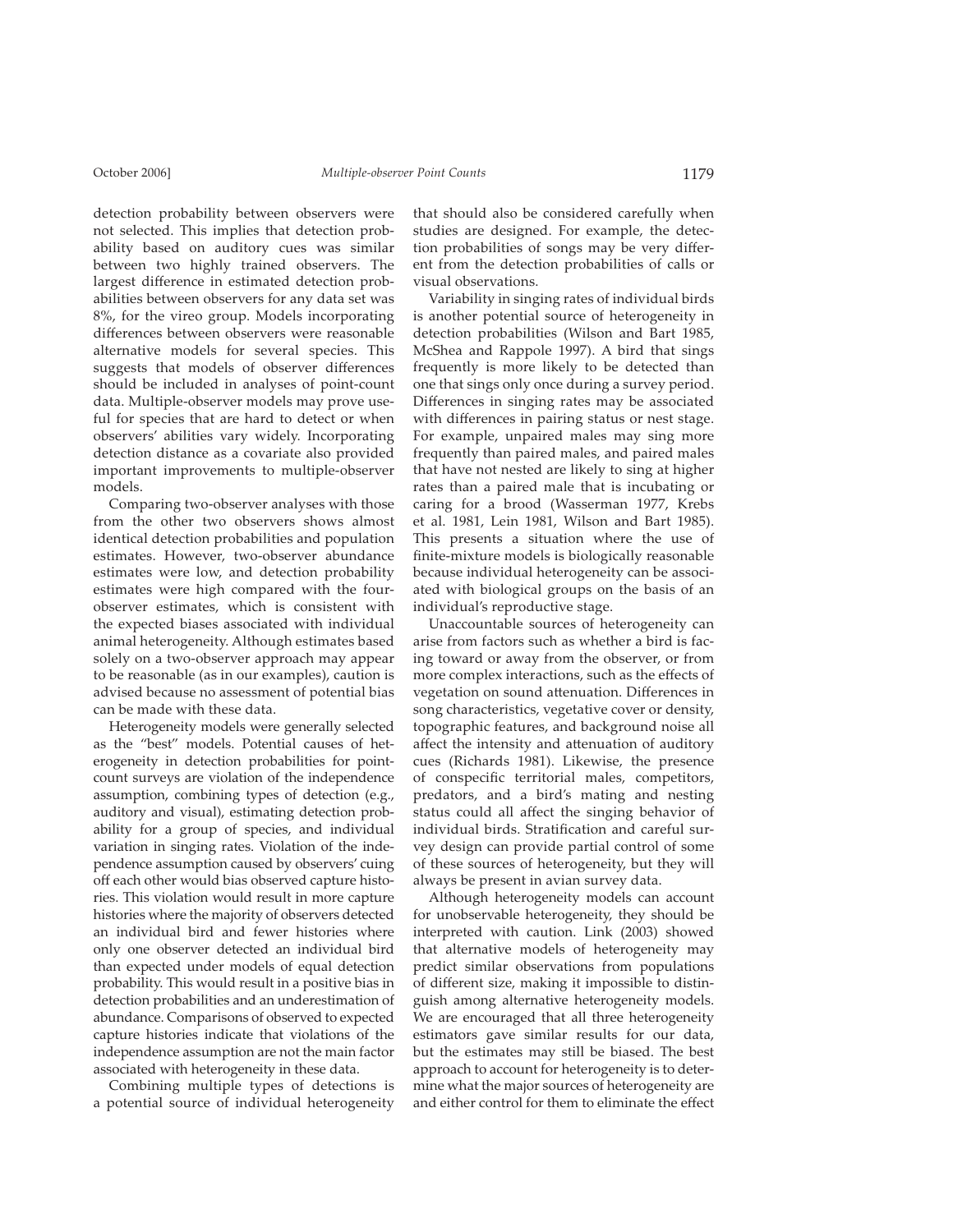detection probability between observers were not selected. This implies that detection probability based on auditory cues was similar between two highly trained observers. The largest difference in estimated detection probabilities between observers for any data set was 8%, for the vireo group. Models incorporating differences between observers were reasonable alternative models for several species. This suggests that models of observer differences should be included in analyses of point-count data. Multiple-observer models may prove useful for species that are hard to detect or when observers' abilities vary widely. Incorporating detection distance as a covariate also provided important improvements to multiple-observer models.

Comparing two-observer analyses with those from the other two observers shows almost identical detection probabilities and population estimates. However, two-observer abundance estimates were low, and detection probability estimates were high compared with the four-observer estimates, which is consistent with the expected biases associated with individual animal heterogeneity. Although estimates based solely on a two-observer approach may appear to be reasonable (as in our examples), caution is advised because no assessment of potential bias can be made with these data.

Heterogeneity models were generally selected as the "best" models. Potential causes of heterogeneity in detection probabilities for point-count surveys are violation of the independence assumption, combining types of detection (e.g., auditory and visual), estimating detection probability for a group of species, and individual variation in singing rates. Violation of the independence assumption caused by observers' cuing off each other would bias observed capture histories. This violation would result in more capture histories where the majority of observers detected an individual bird and fewer histories where only one observer detected an individual bird than expected under models of equal detection probability. This would result in a positive bias in detection probabilities and an underestimation of abundance. Comparisons of observed to expected capture histories indicate that violations of the independence assumption are not the main factor associated with heterogeneity in these data.

Combining multiple types of detections is a potential source of individual heterogeneity that should also be considered carefully when studies are designed. For example, the detection probabilities of songs may be very different from the detection probabilities of calls or visual observations.

Variability in singing rates of individual birds is another potential source of heterogeneity in detection probabilities (Wilson and Bart 1985, McShea and Rappole 1997). A bird that sings frequently is more likely to be detected than one that sings only once during a survey period. Differences in singing rates may be associated with differences in pairing status or nest stage. For example, unpaired males may sing more frequently than paired males, and paired males that have not nested are likely to sing at higher rates than a paired male that is incubating or caring for a brood (Wasserman 1977, Krebs et al. 1981, Lein 1981, Wilson and Bart 1985). This presents a situation where the use of finite-mixture models is biologically reasonable because individual heterogeneity can be associated with biological groups on the basis of an individual's reproductive stage.

Unaccountable sources of heterogeneity can arise from factors such as whether a bird is facing toward or away from the observer, or from more complex interactions, such as the effects of vegetation on sound attenuation. Differences in song characteristics, vegetative cover or density, topographic features, and background noise all affect the intensity and attenuation of auditory cues (Richards 1981). Likewise, the presence of conspecific territorial males, competitors, predators, and a bird's mating and nesting status could all affect the singing behavior of individual birds. Stratification and careful survey design can provide partial control of some of these sources of heterogeneity, but they will always be present in avian survey data.

Although heterogeneity models can account for unobservable heterogeneity, they should be interpreted with caution. Link (2003) showed that alternative models of heterogeneity may predict similar observations from populations of different size, making it impossible to distinguish among alternative heterogeneity models. We are encouraged that all three heterogeneity estimators gave similar results for our data, but the estimates may still be biased. The best approach to account for heterogeneity is to determine what the major sources of heterogeneity are and either control for them to eliminate the effect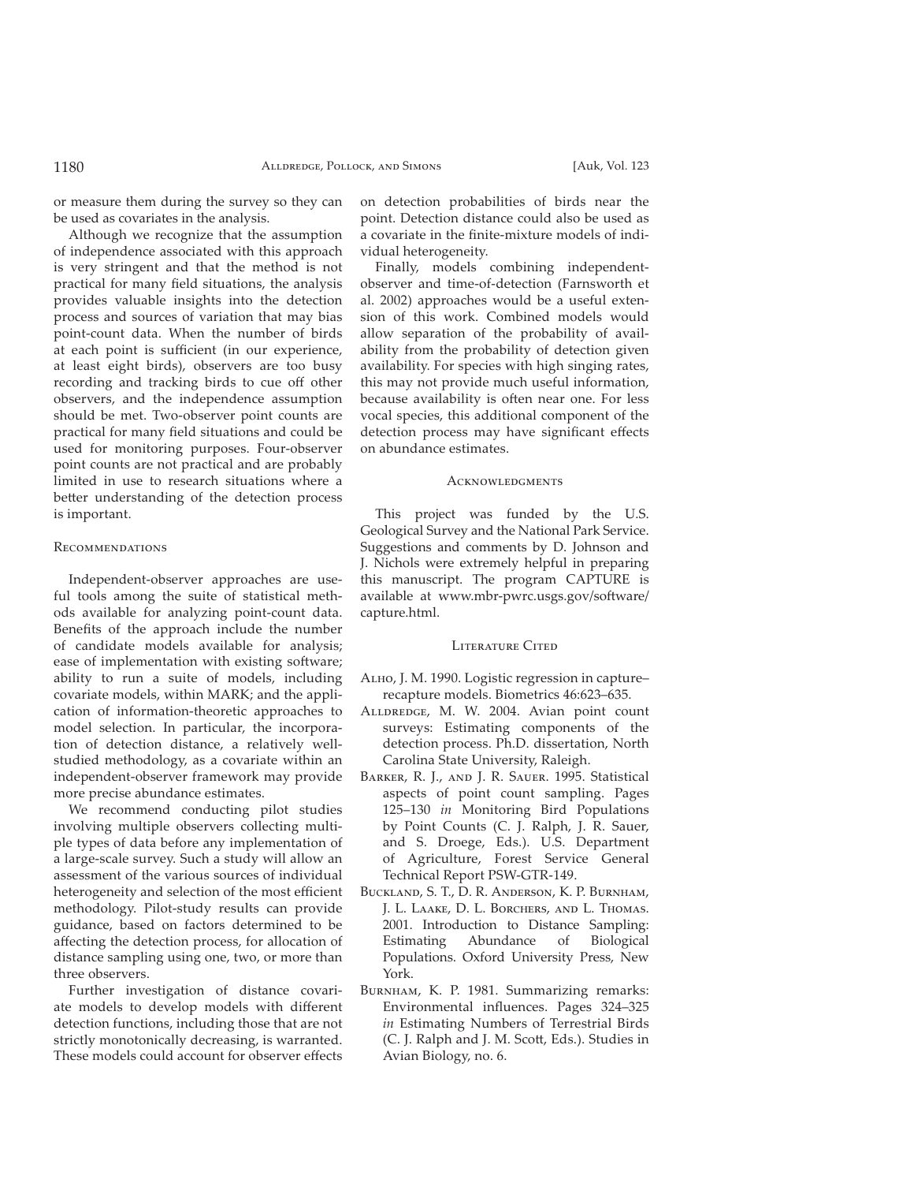or measure them during the survey so they can be used as covariates in the analysis.

Although we recognize that the assumption of independence associated with this approach is very stringent and that the method is not practical for many field situations, the analysis provides valuable insights into the detection process and sources of variation that may bias point-count data. When the number of birds at each point is sufficient (in our experience, at least eight birds), observers are too busy recording and tracking birds to cue off other observers, and the independence assumption should be met. Two-observer point counts are practical for many field situations and could be used for monitoring purposes. Four-observer point counts are not practical and are probably limited in use to research situations where a better understanding of the detection process is important.

## Recommendations

Independent-observer approaches are useful tools among the suite of statistical methods available for analyzing point-count data. Benefits of the approach include the number of candidate models available for analysis; ease of implementation with existing software; ability to run a suite of models, including covariate models, within MARK; and the application of information-theoretic approaches to model selection. In particular, the incorporation of detection distance, a relatively well-studied methodology, as a covariate within an independent-observer framework may provide more precise abundance estimates.

We recommend conducting pilot studies involving multiple observers collecting multiple types of data before any implementation of a large-scale survey. Such a study will allow an assessment of the various sources of individual heterogeneity and selection of the most efficient methodology. Pilot-study results can provide guidance, based on factors determined to be affecting the detection process, for allocation of distance sampling using one, two, or more than three observers.

Further investigation of distance covariate models to develop models with different detection functions, including those that are not strictly monotonically decreasing, is warranted. These models could account for observer effects on detection probabilities of birds near the point. Detection distance could also be used as a covariate in the finite-mixture models of individual heterogeneity.

Finally, models combining independent-observer and time-of-detection (Farnsworth et al. 2002) approaches would be a useful extension of this work. Combined models would allow separation of the probability of availability from the probability of detection given availability. For species with high singing rates, this may not provide much useful information, because availability is often near one. For less vocal species, this additional component of the detection process may have significant effects on abundance estimates.

## Acknowledgments

This project was funded by the U.S. Geological Survey and the National Park Service. Suggestions and comments by D. Johnson and J. Nichols were extremely helpful in preparing this manuscript. The program CAPTURE is available at www.mbr-pwrc.usgs.gov/software/capture.html.

## Literature Cited

Alho, J. M. 1990. Logistic regression in capture–recapture models. Biometrics 46:623–635.

Alldredge, M. W. 2004. Avian point count surveys: Estimating components of the detection process. Ph.D. dissertation, North Carolina State University, Raleigh.

Barker, R. J., and J. R. Sauer. 1995. Statistical aspects of point count sampling. Pages 125–130 *in* Monitoring Bird Populations by Point Counts (C. J. Ralph, J. R. Sauer, and S. Droege, Eds.). U.S. Department of Agriculture, Forest Service General Technical Report PSW-GTR-149.

Buckland, S. T., D. R. Anderson, K. P. Burnham, J. L. Laake, D. L. Borchers, and L. Thomas. 2001. Introduction to Distance Sampling: Estimating Abundance of Biological Populations. Oxford University Press, New York.

Burnham, K. P. 1981. Summarizing remarks: Environmental influences. Pages 324–325 *in* Estimating Numbers of Terrestrial Birds (C. J. Ralph and J. M. Scott, Eds.). Studies in Avian Biology, no. 6.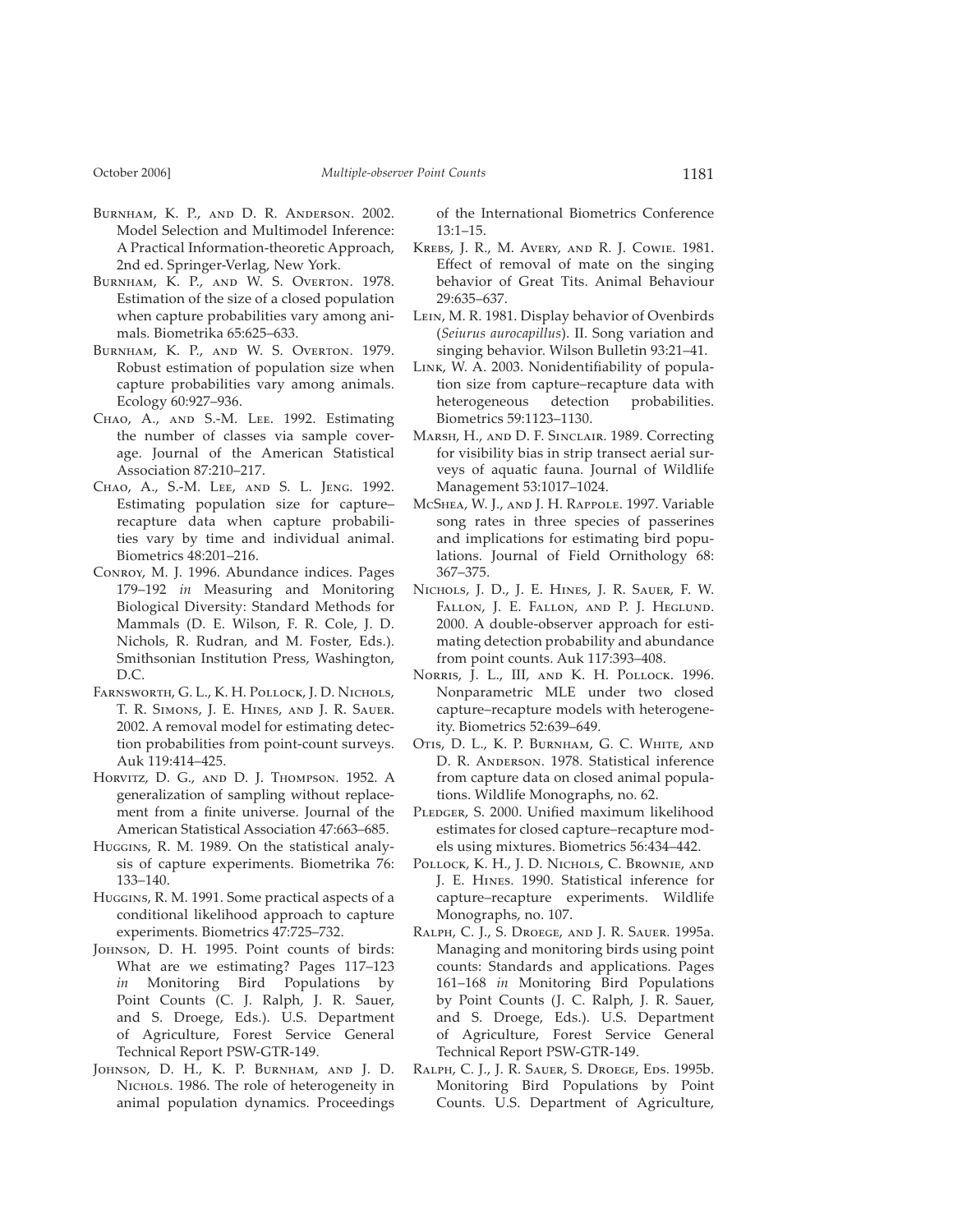Burnham, K. P., and D. R. Anderson. 2002. Model Selection and Multimodel Inference: A Practical Information-theoretic Approach, 2nd ed. Springer-Verlag, New York.

Burnham, K. P., and W. S. Overton. 1978. Estimation of the size of a closed population when capture probabilities vary among animals. Biometrika 65:625–633.

Burnham, K. P., and W. S. Overton. 1979. Robust estimation of population size when capture probabilities vary among animals. Ecology 60:927–936.

Chao, A., and S.-M. Lee. 1992. Estimating the number of classes via sample coverage. Journal of the American Statistical Association 87:210–217.

Chao, A., S.-M. Lee, and S. L. Jeng. 1992. Estimating population size for capture–recapture data when capture probabilities vary by time and individual animal. Biometrics 48:201–216.

Conroy, M. J. 1996. Abundance indices. Pages 179–192 *in* Measuring and Monitoring Biological Diversity: Standard Methods for Mammals (D. E. Wilson, F. R. Cole, J. D. Nichols, R. Rudran, and M. Foster, Eds.). Smithsonian Institution Press, Washington, D.C.

Farnsworth, G. L., K. H. Pollock, J. D. Nichols, T. R. Simons, J. E. Hines, and J. R. Sauer. 2002. A removal model for estimating detection probabilities from point-count surveys. Auk 119:414–425.

Horvitz, D. G., and D. J. Thompson. 1952. A generalization of sampling without replacement from a finite universe. Journal of the American Statistical Association 47:663–685.

Huggins, R. M. 1989. On the statistical analysis of capture experiments. Biometrika 76: 133–140.

Huggins, R. M. 1991. Some practical aspects of a conditional likelihood approach to capture experiments. Biometrics 47:725–732.

Johnson, D. H. 1995. Point counts of birds: What are we estimating? Pages 117–123 *in* Monitoring Bird Populations by Point Counts (C. J. Ralph, J. R. Sauer, and S. Droege, Eds.). U.S. Department of Agriculture, Forest Service General Technical Report PSW-GTR-149.

Johnson, D. H., K. P. Burnham, and J. D. Nichols. 1986. The role of heterogeneity in animal population dynamics. Proceedings of the International Biometrics Conference 13:1–15.

Krebs, J. R., M. Avery, and R. J. Cowie. 1981. Effect of removal of mate on the singing behavior of Great Tits. Animal Behaviour 29:635–637.

Lein, M. R. 1981. Display behavior of Ovenbirds (*Seiurus aurocapillus*). II. Song variation and singing behavior. Wilson Bulletin 93:21–41.

Link, W. A. 2003. Nonidentifiability of population size from capture–recapture data with heterogeneous detection probabilities. Biometrics 59:1123–1130.

Marsh, H., and D. F. Sinclair. 1989. Correcting for visibility bias in strip transect aerial surveys of aquatic fauna. Journal of Wildlife Management 53:1017–1024.

McShea, W. J., and J. H. Rappole. 1997. Variable song rates in three species of passerines and implications for estimating bird populations. Journal of Field Ornithology 68: 367–375.

Nichols, J. D., J. E. Hines, J. R. Sauer, F. W. Fallon, J. E. Fallon, and P. J. Heglund. 2000. A double-observer approach for estimating detection probability and abundance from point counts. Auk 117:393–408.

Norris, J. L., III, and K. H. Pollock. 1996. Nonparametric MLE under two closed capture–recapture models with heterogeneity. Biometrics 52:639–649.

Otis, D. L., K. P. Burnham, G. C. White, and D. R. Anderson. 1978. Statistical inference from capture data on closed animal populations. Wildlife Monographs, no. 62.

Pledger, S. 2000. Unified maximum likelihood estimates for closed capture–recapture models using mixtures. Biometrics 56:434–442.

Pollock, K. H., J. D. Nichols, C. Brownie, and J. E. Hines. 1990. Statistical inference for capture–recapture experiments. Wildlife Monographs, no. 107.

Ralph, C. J., S. Droege, and J. R. Sauer. 1995a. Managing and monitoring birds using point counts: Standards and applications. Pages 161–168 *in* Monitoring Bird Populations by Point Counts (J. C. Ralph, J. R. Sauer, and S. Droege, Eds.). U.S. Department of Agriculture, Forest Service General Technical Report PSW-GTR-149.

Ralph, C. J., J. R. Sauer, S. Droege, Eds. 1995b. Monitoring Bird Populations by Point Counts. U.S. Department of Agriculture,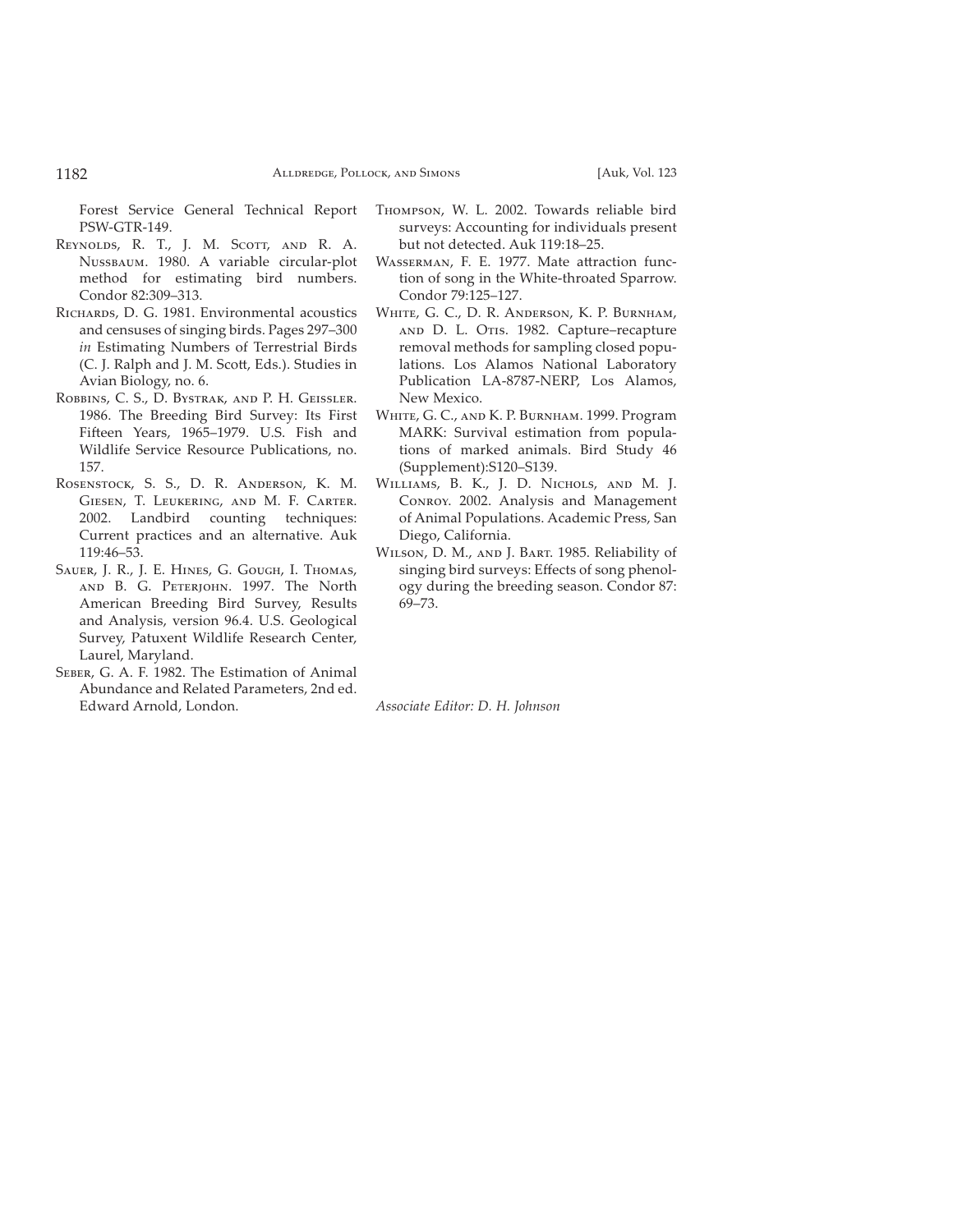Forest Service General Technical Report PSW-GTR-149.

Reynolds, R. T., J. M. Scott, and R. A. Nussbaum. 1980. A variable circular-plot method for estimating bird numbers. Condor 82:309–313.

Richards, D. G. 1981. Environmental acoustics and censuses of singing birds. Pages 297–300 *in* Estimating Numbers of Terrestrial Birds (C. J. Ralph and J. M. Scott, Eds.). Studies in Avian Biology, no. 6.

Robbins, C. S., D. Bystrak, and P. H. Geissler. 1986. The Breeding Bird Survey: Its First Fifteen Years, 1965–1979. U.S. Fish and Wildlife Service Resource Publications, no. 157.

Rosenstock, S. S., D. R. Anderson, K. M. Giesen, T. Leukering, and M. F. Carter. 2002. Landbird counting techniques: Current practices and an alternative. Auk 119:46–53.

Sauer, J. R., J. E. Hines, G. Gough, I. Thomas, and B. G. Peterjohn. 1997. The North American Breeding Bird Survey, Results and Analysis, version 96.4. U.S. Geological Survey, Patuxent Wildlife Research Center, Laurel, Maryland.

Seber, G. A. F. 1982. The Estimation of Animal Abundance and Related Parameters, 2nd ed. Edward Arnold, London.

Thompson, W. L. 2002. Towards reliable bird surveys: Accounting for individuals present but not detected. Auk 119:18–25.

Wasserman, F. E. 1977. Mate attraction function of song in the White-throated Sparrow. Condor 79:125–127.

White, G. C., D. R. Anderson, K. P. Burnham, and D. L. Otis. 1982. Capture–recapture removal methods for sampling closed populations. Los Alamos National Laboratory Publication LA-8787-NERP, Los Alamos, New Mexico.

White, G. C., and K. P. Burnham. 1999. Program MARK: Survival estimation from populations of marked animals. Bird Study 46 (Supplement):S120–S139.

Williams, B. K., J. D. Nichols, and M. J. Conroy. 2002. Analysis and Management of Animal Populations. Academic Press, San Diego, California.

Wilson, D. M., and J. Bart. 1985. Reliability of singing bird surveys: Effects of song phenology during the breeding season. Condor 87: 69–73.

*Associate Editor: D. H. Johnson*